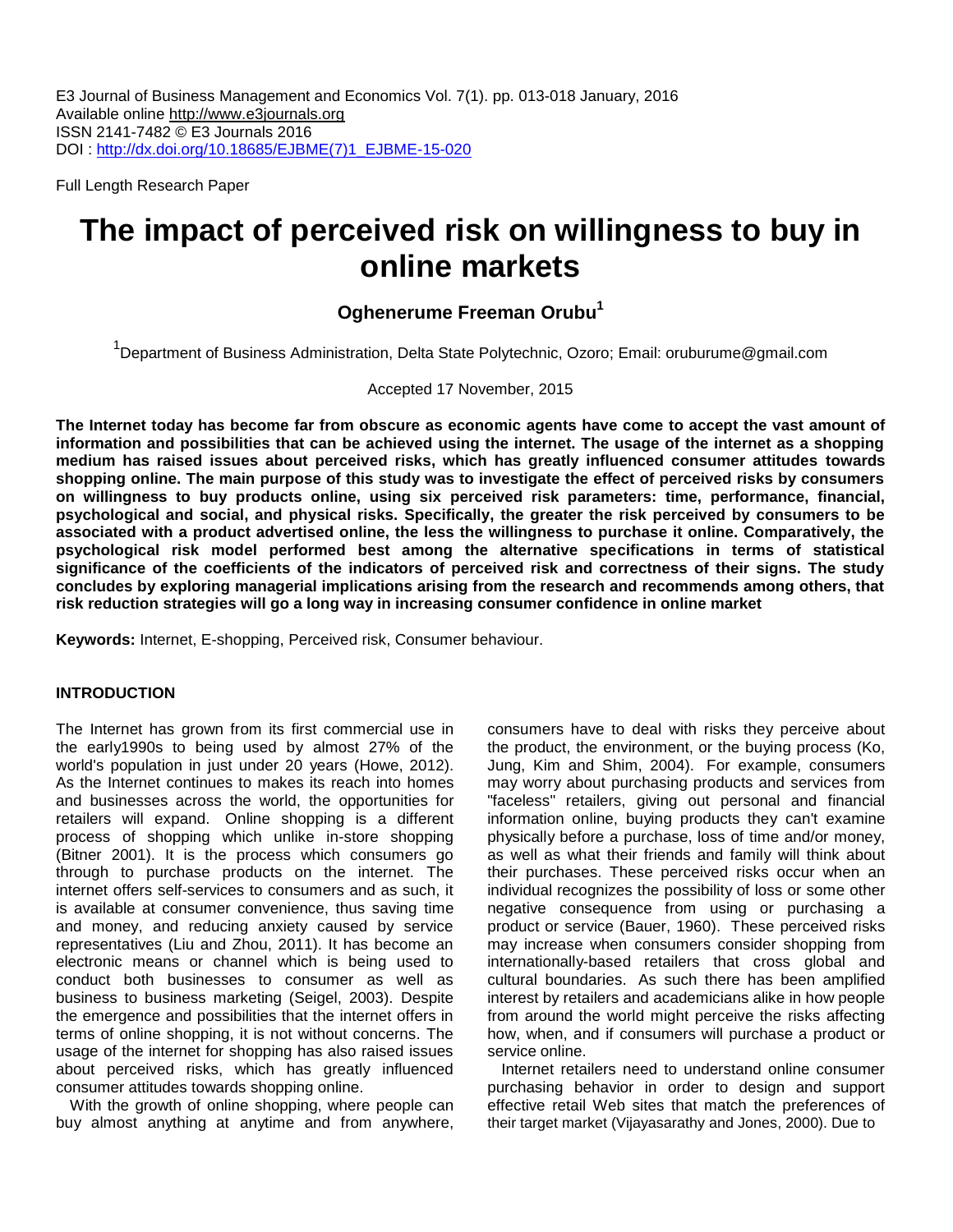Full Length Research Paper

# The impact of perceived risk on willingness to buy in online markets

**Oghenerume Freeman Orubu[1]**

[1]Department of Business Administration, Delta State Polytechnic, Ozoro; Email: oruburume@gmail.com

Accepted 17 November, 2015

**The Internet today has become far from obscure as economic agents have come to accept the vast amount of information and possibilities that can be achieved using the internet. The usage of the internet as a shopping medium has raised issues about perceived risks, which has greatly influenced consumer attitudes towards shopping online. The main purpose of this study was to investigate the effect of perceived risks by consumers on willingness to buy products online, using six perceived risk parameters: time, performance, financial, psychological and social, and physical risks. Specifically, the greater the risk perceived by consumers to be associated with a product advertised online, the less the willingness to purchase it online. Comparatively, the psychological risk model performed best among the alternative specifications in terms of statistical significance of the coefficients of the indicators of perceived risk and correctness of their signs. The study concludes by exploring managerial implications arising from the research and recommends among others, that risk reduction strategies will go a long way in increasing consumer confidence in online market**

**Keywords:** Internet, E-shopping, Perceived risk, Consumer behaviour.

## INTRODUCTION

The Internet has grown from its first commercial use in the early1990s to being used by almost 27% of the world's population in just under 20 years (Howe, 2012). As the Internet continues to makes its reach into homes and businesses across the world, the opportunities for retailers will expand. Online shopping is a different process of shopping which unlike in-store shopping (Bitner 2001). It is the process which consumers go through to purchase products on the internet. The internet offers self-services to consumers and as such, it is available at consumer convenience, thus saving time and money, and reducing anxiety caused by service representatives (Liu and Zhou, 2011). It has become an electronic means or channel which is being used to conduct both businesses to consumer as well as business to business marketing (Seigel, 2003). Despite the emergence and possibilities that the internet offers in terms of online shopping, it is not without concerns. The usage of the internet for shopping has also raised issues about perceived risks, which has greatly influenced consumer attitudes towards shopping online.

With the growth of online shopping, where people can buy almost anything at anytime and from anywhere, consumers have to deal with risks they perceive about the product, the environment, or the buying process (Ko, Jung, Kim and Shim, 2004). For example, consumers may worry about purchasing products and services from "faceless" retailers, giving out personal and financial information online, buying products they can't examine physically before a purchase, loss of time and/or money, as well as what their friends and family will think about their purchases. These perceived risks occur when an individual recognizes the possibility of loss or some other negative consequence from using or purchasing a product or service (Bauer, 1960). These perceived risks may increase when consumers consider shopping from internationally-based retailers that cross global and cultural boundaries. As such there has been amplified interest by retailers and academicians alike in how people from around the world might perceive the risks affecting how, when, and if consumers will purchase a product or service online.

Internet retailers need to understand online consumer purchasing behavior in order to design and support effective retail Web sites that match the preferences of their target market (Vijayasarathy and Jones, 2000). Due to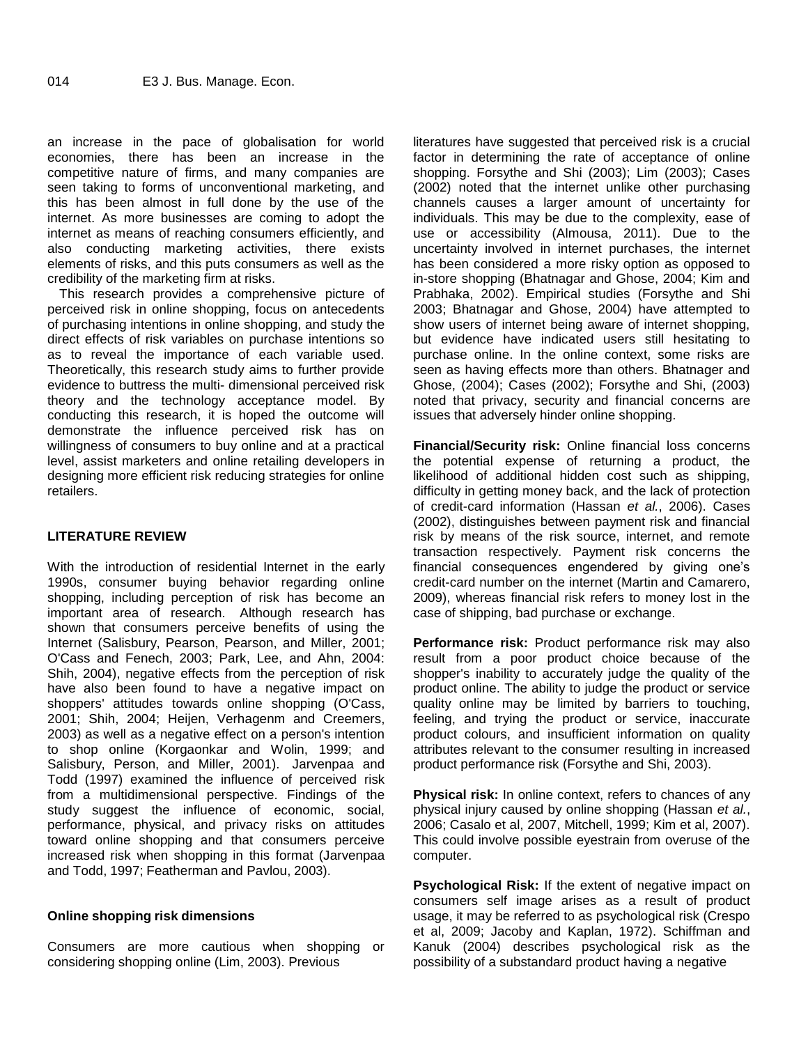an increase in the pace of globalisation for world economies, there has been an increase in the competitive nature of firms, and many companies are seen taking to forms of unconventional marketing, and this has been almost in full done by the use of the internet. As more businesses are coming to adopt the internet as means of reaching consumers efficiently, and also conducting marketing activities, there exists elements of risks, and this puts consumers as well as the credibility of the marketing firm at risks.

This research provides a comprehensive picture of perceived risk in online shopping, focus on antecedents of purchasing intentions in online shopping, and study the direct effects of risk variables on purchase intentions so as to reveal the importance of each variable used. Theoretically, this research study aims to further provide evidence to buttress the multi- dimensional perceived risk theory and the technology acceptance model. By conducting this research, it is hoped the outcome will demonstrate the influence perceived risk has on willingness of consumers to buy online and at a practical level, assist marketers and online retailing developers in designing more efficient risk reducing strategies for online retailers.

## LITERATURE REVIEW

With the introduction of residential Internet in the early 1990s, consumer buying behavior regarding online shopping, including perception of risk has become an important area of research. Although research has shown that consumers perceive benefits of using the Internet (Salisbury, Pearson, Pearson, and Miller, 2001; O'Cass and Fenech, 2003; Park, Lee, and Ahn, 2004: Shih, 2004), negative effects from the perception of risk have also been found to have a negative impact on shoppers' attitudes towards online shopping (O'Cass, 2001; Shih, 2004; Heijen, Verhagenm and Creemers, 2003) as well as a negative effect on a person's intention to shop online (Korgaonkar and Wolin, 1999; and Salisbury, Person, and Miller, 2001). Jarvenpaa and Todd (1997) examined the influence of perceived risk from a multidimensional perspective. Findings of the study suggest the influence of economic, social, performance, physical, and privacy risks on attitudes toward online shopping and that consumers perceive increased risk when shopping in this format (Jarvenpaa and Todd, 1997; Featherman and Pavlou, 2003).

### Online shopping risk dimensions

Consumers are more cautious when shopping or considering shopping online (Lim, 2003). Previous literatures have suggested that perceived risk is a crucial factor in determining the rate of acceptance of online shopping. Forsythe and Shi (2003); Lim (2003); Cases (2002) noted that the internet unlike other purchasing channels causes a larger amount of uncertainty for individuals. This may be due to the complexity, ease of use or accessibility (Almousa, 2011). Due to the uncertainty involved in internet purchases, the internet has been considered a more risky option as opposed to in-store shopping (Bhatnagar and Ghose, 2004; Kim and Prabhaka, 2002). Empirical studies (Forsythe and Shi 2003; Bhatnagar and Ghose, 2004) have attempted to show users of internet being aware of internet shopping, but evidence have indicated users still hesitating to purchase online. In the online context, some risks are seen as having effects more than others. Bhatnager and Ghose, (2004); Cases (2002); Forsythe and Shi, (2003) noted that privacy, security and financial concerns are issues that adversely hinder online shopping.

**Financial/Security risk:** Online financial loss concerns the potential expense of returning a product, the likelihood of additional hidden cost such as shipping, difficulty in getting money back, and the lack of protection of credit-card information (Hassan *et al.*, 2006). Cases (2002), distinguishes between payment risk and financial risk by means of the risk source, internet, and remote transaction respectively. Payment risk concerns the financial consequences engendered by giving one's credit-card number on the internet (Martin and Camarero, 2009), whereas financial risk refers to money lost in the case of shipping, bad purchase or exchange.

**Performance risk:** Product performance risk may also result from a poor product choice because of the shopper's inability to accurately judge the quality of the product online. The ability to judge the product or service quality online may be limited by barriers to touching, feeling, and trying the product or service, inaccurate product colours, and insufficient information on quality attributes relevant to the consumer resulting in increased product performance risk (Forsythe and Shi, 2003).

**Physical risk:** In online context, refers to chances of any physical injury caused by online shopping (Hassan *et al.*, 2006; Casalo et al, 2007, Mitchell, 1999; Kim et al, 2007). This could involve possible eyestrain from overuse of the computer.

**Psychological Risk:** If the extent of negative impact on consumers self image arises as a result of product usage, it may be referred to as psychological risk (Crespo et al, 2009; Jacoby and Kaplan, 1972). Schiffman and Kanuk (2004) describes psychological risk as the possibility of a substandard product having a negative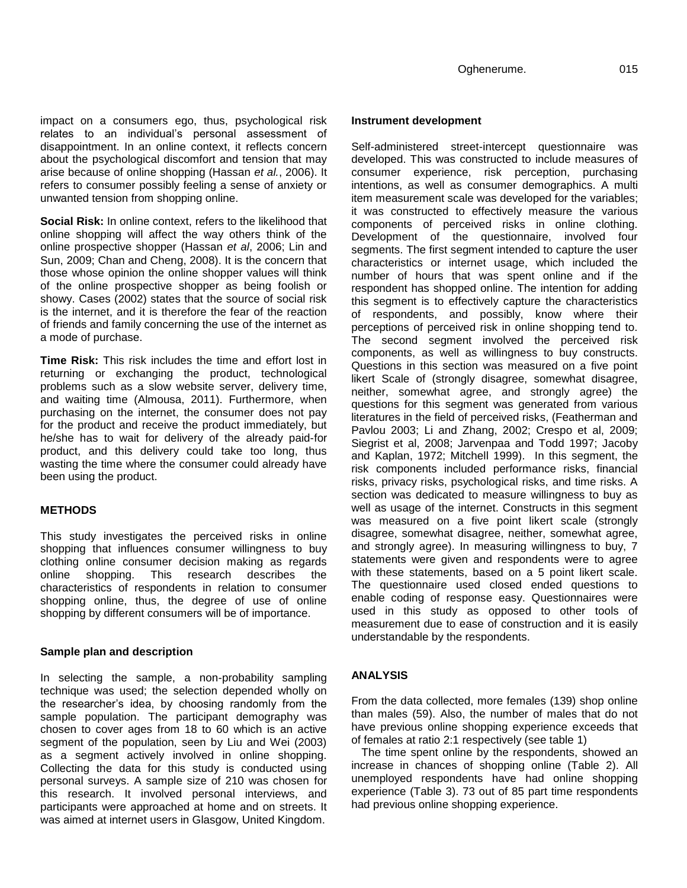impact on a consumers ego, thus, psychological risk relates to an individual's personal assessment of disappointment. In an online context, it reflects concern about the psychological discomfort and tension that may arise because of online shopping (Hassan *et al.*, 2006). It refers to consumer possibly feeling a sense of anxiety or unwanted tension from shopping online.

**Social Risk:** In online context, refers to the likelihood that online shopping will affect the way others think of the online prospective shopper (Hassan *et al*, 2006; Lin and Sun, 2009; Chan and Cheng, 2008). It is the concern that those whose opinion the online shopper values will think of the online prospective shopper as being foolish or showy. Cases (2002) states that the source of social risk is the internet, and it is therefore the fear of the reaction of friends and family concerning the use of the internet as a mode of purchase.

**Time Risk:** This risk includes the time and effort lost in returning or exchanging the product, technological problems such as a slow website server, delivery time, and waiting time (Almousa, 2011). Furthermore, when purchasing on the internet, the consumer does not pay for the product and receive the product immediately, but he/she has to wait for delivery of the already paid-for product, and this delivery could take too long, thus wasting the time where the consumer could already have been using the product.

## METHODS

This study investigates the perceived risks in online shopping that influences consumer willingness to buy clothing online consumer decision making as regards online shopping. This research describes the characteristics of respondents in relation to consumer shopping online, thus, the degree of use of online shopping by different consumers will be of importance.

### Sample plan and description

In selecting the sample, a non-probability sampling technique was used; the selection depended wholly on the researcher's idea, by choosing randomly from the sample population. The participant demography was chosen to cover ages from 18 to 60 which is an active segment of the population, seen by Liu and Wei (2003) as a segment actively involved in online shopping. Collecting the data for this study is conducted using personal surveys. A sample size of 210 was chosen for this research. It involved personal interviews, and participants were approached at home and on streets. It was aimed at internet users in Glasgow, United Kingdom.

### Instrument development

Self-administered street-intercept questionnaire was developed. This was constructed to include measures of consumer experience, risk perception, purchasing intentions, as well as consumer demographics. A multi item measurement scale was developed for the variables; it was constructed to effectively measure the various components of perceived risks in online clothing. Development of the questionnaire, involved four segments. The first segment intended to capture the user characteristics or internet usage, which included the number of hours that was spent online and if the respondent has shopped online. The intention for adding this segment is to effectively capture the characteristics of respondents, and possibly, know where their perceptions of perceived risk in online shopping tend to. The second segment involved the perceived risk components, as well as willingness to buy constructs. Questions in this section was measured on a five point likert Scale of (strongly disagree, somewhat disagree, neither, somewhat agree, and strongly agree) the questions for this segment was generated from various literatures in the field of perceived risks, (Featherman and Pavlou 2003; Li and Zhang, 2002; Crespo et al, 2009; Siegrist et al, 2008; Jarvenpaa and Todd 1997; Jacoby and Kaplan, 1972; Mitchell 1999). In this segment, the risk components included performance risks, financial risks, privacy risks, psychological risks, and time risks. A section was dedicated to measure willingness to buy as well as usage of the internet. Constructs in this segment was measured on a five point likert scale (strongly disagree, somewhat disagree, neither, somewhat agree, and strongly agree). In measuring willingness to buy, 7 statements were given and respondents were to agree with these statements, based on a 5 point likert scale. The questionnaire used closed ended questions to enable coding of response easy. Questionnaires were used in this study as opposed to other tools of measurement due to ease of construction and it is easily understandable by the respondents.

## ANALYSIS

From the data collected, more females (139) shop online than males (59). Also, the number of males that do not have previous online shopping experience exceeds that of females at ratio 2:1 respectively (see table 1)

The time spent online by the respondents, showed an increase in chances of shopping online (Table 2). All unemployed respondents have had online shopping experience (Table 3). 73 out of 85 part time respondents had previous online shopping experience.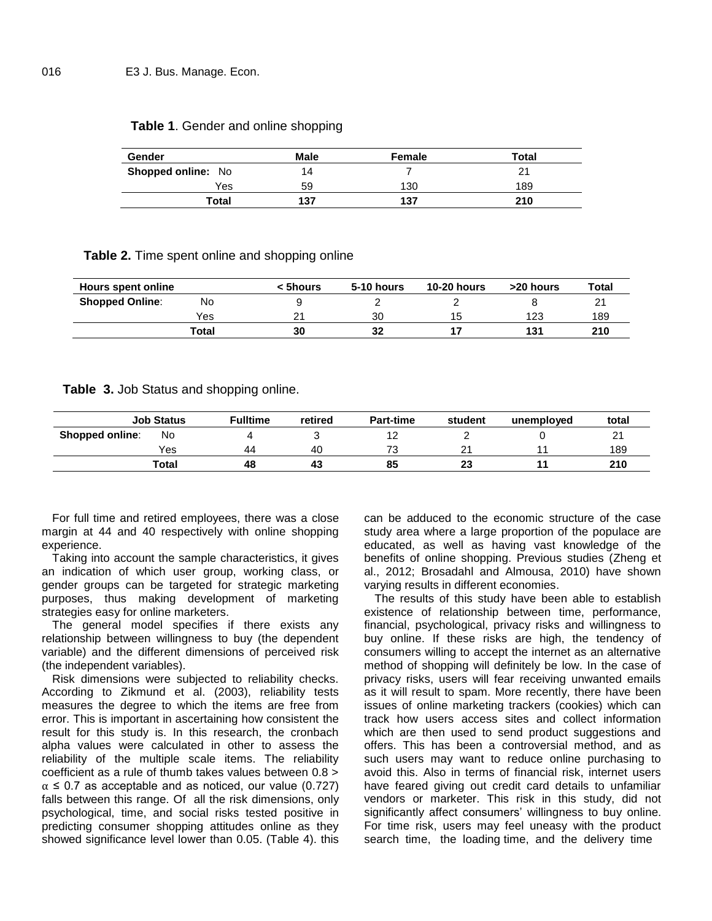**Table 1**. Gender and online shopping

| Gender | | Male | Female | Total |
|---|---|---|---|---|
| **Shopped online:** | No | 14 | 7 | 21 |
| | Yes | 59 | 130 | 189 |
| | **Total** | **137** | **137** | **210** |

**Table 2.** Time spent online and shopping online

| Hours spent online | | < 5hours | 5-10 hours | 10-20 hours | >20 hours | Total |
|---|---|---|---|---|---|---|
| **Shopped Online**: | No | 9 | 2 | 2 | 8 | 21 |
| | Yes | 21 | 30 | 15 | 123 | 189 |
| | **Total** | **30** | **32** | **17** | **131** | **210** |

**Table 3.** Job Status and shopping online.

| Job Status | | Fulltime | retired | Part-time | student | unemployed | total |
|---|---|---|---|---|---|---|---|
| **Shopped online**: | No | 4 | 3 | 12 | 2 | 0 | 21 |
| | Yes | 44 | 40 | 73 | 21 | 11 | 189 |
| | **Total** | **48** | **43** | **85** | **23** | **11** | **210** |

For full time and retired employees, there was a close margin at 44 and 40 respectively with online shopping experience.

Taking into account the sample characteristics, it gives an indication of which user group, working class, or gender groups can be targeted for strategic marketing purposes, thus making development of marketing strategies easy for online marketers.

The general model specifies if there exists any relationship between willingness to buy (the dependent variable) and the different dimensions of perceived risk (the independent variables).

Risk dimensions were subjected to reliability checks. According to Zikmund et al. (2003), reliability tests measures the degree to which the items are free from error. This is important in ascertaining how consistent the result for this study is. In this research, the cronbach alpha values were calculated in other to assess the reliability of the multiple scale items. The reliability coefficient as a rule of thumb takes values between 0.8 > $\alpha \leq 0.7$ as acceptable and as noticed, our value (0.727) falls between this range. Of all the risk dimensions, only psychological, time, and social risks tested positive in predicting consumer shopping attitudes online as they showed significance level lower than 0.05. (Table 4). this can be adduced to the economic structure of the case study area where a large proportion of the populace are educated, as well as having vast knowledge of the benefits of online shopping. Previous studies (Zheng et al., 2012; Brosadahl and Almousa, 2010) have shown varying results in different economies.

The results of this study have been able to establish existence of relationship between time, performance, financial, psychological, privacy risks and willingness to buy online. If these risks are high, the tendency of consumers willing to accept the internet as an alternative method of shopping will definitely be low. In the case of privacy risks, users will fear receiving unwanted emails as it will result to spam. More recently, there have been issues of online marketing trackers (cookies) which can track how users access sites and collect information which are then used to send product suggestions and offers. This has been a controversial method, and as such users may want to reduce online purchasing to avoid this. Also in terms of financial risk, internet users have feared giving out credit card details to unfamiliar vendors or marketer. This risk in this study, did not significantly affect consumers' willingness to buy online. For time risk, users may feel uneasy with the product search time, the loading time, and the delivery time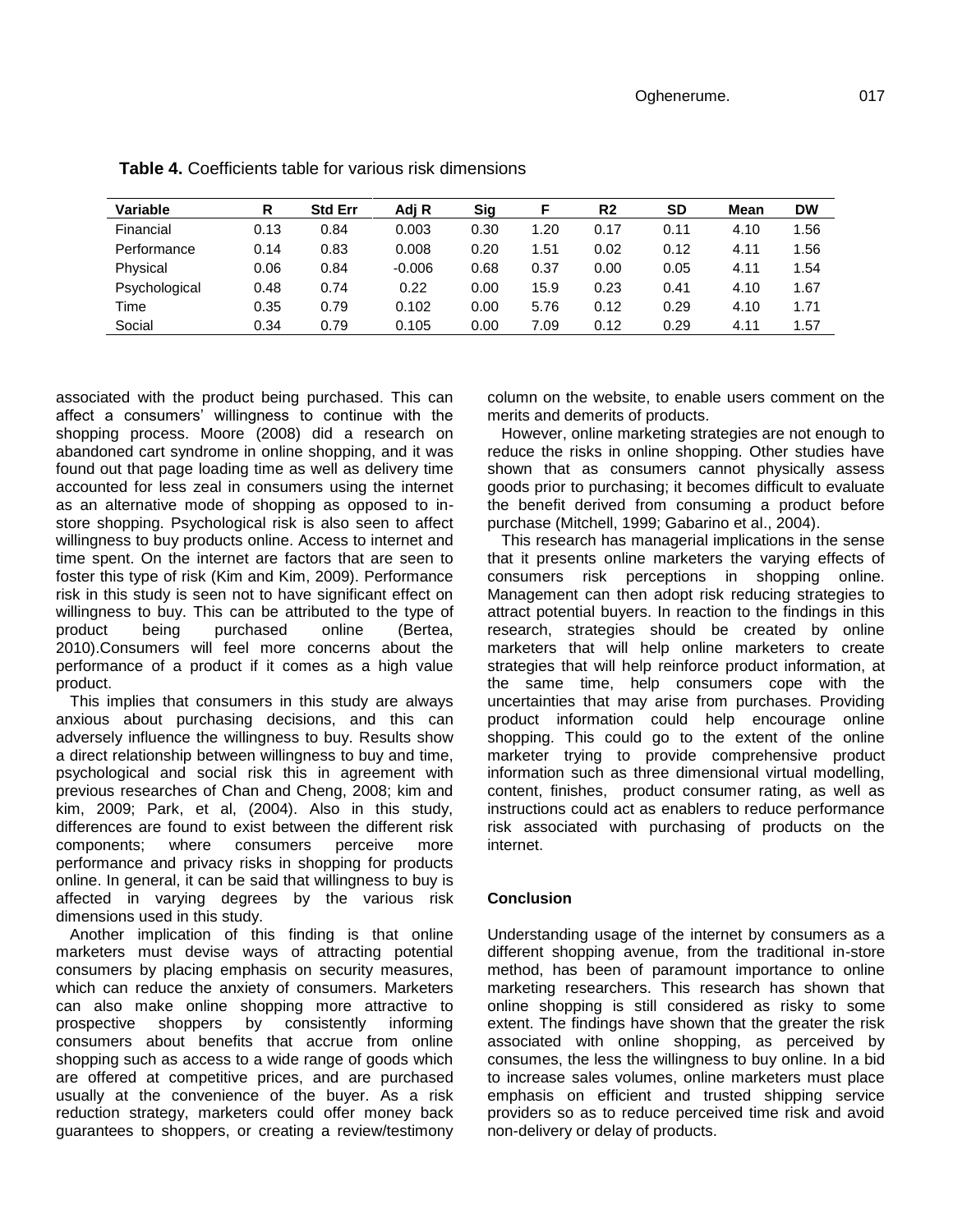**Table 4.** Coefficients table for various risk dimensions

| Variable | R | Std Err | Adj R | Sig | F | R2 | SD | Mean | DW |
|---|---|---|---|---|---|---|---|---|---|
| Financial | 0.13 | 0.84 | 0.003 | 0.30 | 1.20 | 0.17 | 0.11 | 4.10 | 1.56 |
| Performance | 0.14 | 0.83 | 0.008 | 0.20 | 1.51 | 0.02 | 0.12 | 4.11 | 1.56 |
| Physical | 0.06 | 0.84 | -0.006 | 0.68 | 0.37 | 0.00 | 0.05 | 4.11 | 1.54 |
| Psychological | 0.48 | 0.74 | 0.22 | 0.00 | 15.9 | 0.23 | 0.41 | 4.10 | 1.67 |
| Time | 0.35 | 0.79 | 0.102 | 0.00 | 5.76 | 0.12 | 0.29 | 4.10 | 1.71 |
| Social | 0.34 | 0.79 | 0.105 | 0.00 | 7.09 | 0.12 | 0.29 | 4.11 | 1.57 |

associated with the product being purchased. This can affect a consumers' willingness to continue with the shopping process. Moore (2008) did a research on abandoned cart syndrome in online shopping, and it was found out that page loading time as well as delivery time accounted for less zeal in consumers using the internet as an alternative mode of shopping as opposed to in-store shopping. Psychological risk is also seen to affect willingness to buy products online. Access to internet and time spent. On the internet are factors that are seen to foster this type of risk (Kim and Kim, 2009). Performance risk in this study is seen not to have significant effect on willingness to buy. This can be attributed to the type of product being purchased online (Bertea, 2010).Consumers will feel more concerns about the performance of a product if it comes as a high value product.

This implies that consumers in this study are always anxious about purchasing decisions, and this can adversely influence the willingness to buy. Results show a direct relationship between willingness to buy and time, psychological and social risk this in agreement with previous researches of Chan and Cheng, 2008; kim and kim, 2009; Park, et al, (2004). Also in this study, differences are found to exist between the different risk components; where consumers perceive more performance and privacy risks in shopping for products online. In general, it can be said that willingness to buy is affected in varying degrees by the various risk dimensions used in this study.

Another implication of this finding is that online marketers must devise ways of attracting potential consumers by placing emphasis on security measures, which can reduce the anxiety of consumers. Marketers can also make online shopping more attractive to prospective shoppers by consistently informing consumers about benefits that accrue from online shopping such as access to a wide range of goods which are offered at competitive prices, and are purchased usually at the convenience of the buyer. As a risk reduction strategy, marketers could offer money back guarantees to shoppers, or creating a review/testimony column on the website, to enable users comment on the merits and demerits of products.

However, online marketing strategies are not enough to reduce the risks in online shopping. Other studies have shown that as consumers cannot physically assess goods prior to purchasing; it becomes difficult to evaluate the benefit derived from consuming a product before purchase (Mitchell, 1999; Gabarino et al., 2004).

This research has managerial implications in the sense that it presents online marketers the varying effects of consumers risk perceptions in shopping online. Management can then adopt risk reducing strategies to attract potential buyers. In reaction to the findings in this research, strategies should be created by online marketers that will help online marketers to create strategies that will help reinforce product information, at the same time, help consumers cope with the uncertainties that may arise from purchases. Providing product information could help encourage online shopping. This could go to the extent of the online marketer trying to provide comprehensive product information such as three dimensional virtual modelling, content, finishes, product consumer rating, as well as instructions could act as enablers to reduce performance risk associated with purchasing of products on the internet.

## Conclusion

Understanding usage of the internet by consumers as a different shopping avenue, from the traditional in-store method, has been of paramount importance to online marketing researchers. This research has shown that online shopping is still considered as risky to some extent. The findings have shown that the greater the risk associated with online shopping, as perceived by consumes, the less the willingness to buy online. In a bid to increase sales volumes, online marketers must place emphasis on efficient and trusted shipping service providers so as to reduce perceived time risk and avoid non-delivery or delay of products.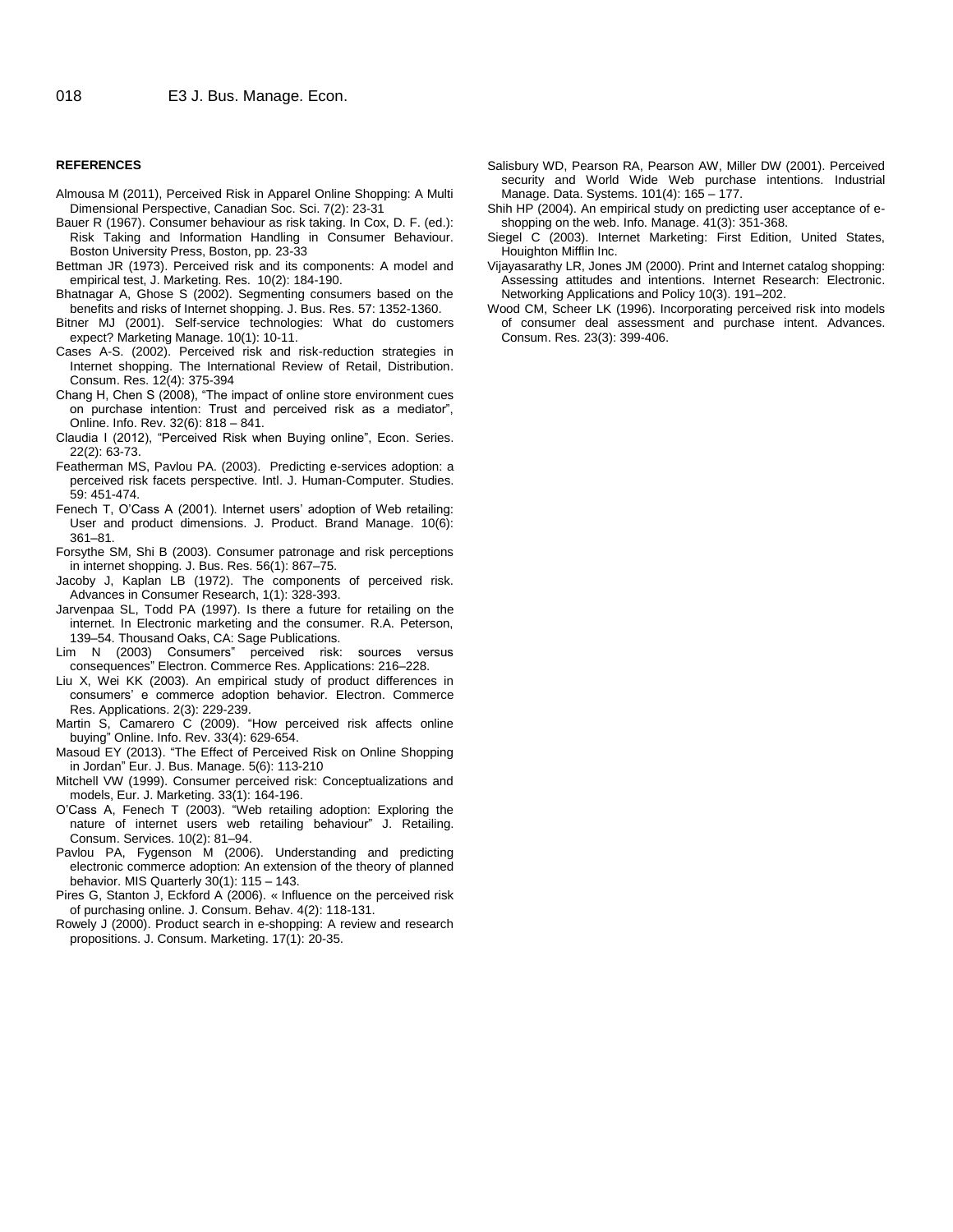**REFERENCES**

Almousa M (2011), Perceived Risk in Apparel Online Shopping: A Multi Dimensional Perspective, Canadian Soc. Sci. 7(2): 23-31

Bauer R (1967). Consumer behaviour as risk taking. In Cox, D. F. (ed.): Risk Taking and Information Handling in Consumer Behaviour. Boston University Press, Boston, pp. 23-33

Bettman JR (1973). Perceived risk and its components: A model and empirical test, J. Marketing. Res. 10(2): 184-190.

Bhatnagar A, Ghose S (2002). Segmenting consumers based on the benefits and risks of Internet shopping. J. Bus. Res. 57: 1352-1360.

Bitner MJ (2001). Self-service technologies: What do customers expect? Marketing Manage. 10(1): 10-11.

Cases A-S. (2002). Perceived risk and risk-reduction strategies in Internet shopping. The International Review of Retail, Distribution. Consum. Res. 12(4): 375-394

Chang H, Chen S (2008), "The impact of online store environment cues on purchase intention: Trust and perceived risk as a mediator", Online. Info. Rev. 32(6): 818 – 841.

Claudia I (2012), "Perceived Risk when Buying online", Econ. Series. 22(2): 63-73.

Featherman MS, Pavlou PA. (2003). Predicting e-services adoption: a perceived risk facets perspective. Intl. J. Human-Computer. Studies. 59: 451-474.

Fenech T, O'Cass A (2001). Internet users' adoption of Web retailing: User and product dimensions. J. Product. Brand Manage. 10(6): 361–81.

Forsythe SM, Shi B (2003). Consumer patronage and risk perceptions in internet shopping. J. Bus. Res. 56(1): 867–75.

Jacoby J, Kaplan LB (1972). The components of perceived risk. Advances in Consumer Research, 1(1): 328-393.

Jarvenpaa SL, Todd PA (1997). Is there a future for retailing on the internet. In Electronic marketing and the consumer. R.A. Peterson, 139–54. Thousand Oaks, CA: Sage Publications.

Lim N (2003) Consumers" perceived risk: sources versus consequences" Electron. Commerce Res. Applications: 216–228.

Liu X, Wei KK (2003). An empirical study of product differences in consumers' e commerce adoption behavior. Electron. Commerce Res. Applications. 2(3): 229-239.

Martin S, Camarero C (2009). "How perceived risk affects online buying" Online. Info. Rev. 33(4): 629-654.

Masoud EY (2013). "The Effect of Perceived Risk on Online Shopping in Jordan" Eur. J. Bus. Manage. 5(6): 113-210

Mitchell VW (1999). Consumer perceived risk: Conceptualizations and models, Eur. J. Marketing. 33(1): 164-196.

O'Cass A, Fenech T (2003). "Web retailing adoption: Exploring the nature of internet users web retailing behaviour" J. Retailing. Consum. Services. 10(2): 81–94.

Pavlou PA, Fygenson M (2006). Understanding and predicting electronic commerce adoption: An extension of the theory of planned behavior. MIS Quarterly 30(1): 115 – 143.

Pires G, Stanton J, Eckford A (2006). « Influence on the perceived risk of purchasing online. J. Consum. Behav. 4(2): 118-131.

Rowely J (2000). Product search in e-shopping: A review and research propositions. J. Consum. Marketing. 17(1): 20-35.

Salisbury WD, Pearson RA, Pearson AW, Miller DW (2001). Perceived security and World Wide Web purchase intentions. Industrial Manage. Data. Systems. 101(4): 165 – 177.

Shih HP (2004). An empirical study on predicting user acceptance of e-shopping on the web. Info. Manage. 41(3): 351-368.

Siegel C (2003). Internet Marketing: First Edition, United States, Houighton Mifflin Inc.

Vijayasarathy LR, Jones JM (2000). Print and Internet catalog shopping: Assessing attitudes and intentions. Internet Research: Electronic. Networking Applications and Policy 10(3). 191–202.

Wood CM, Scheer LK (1996). Incorporating perceived risk into models of consumer deal assessment and purchase intent. Advances. Consum. Res. 23(3): 399-406.